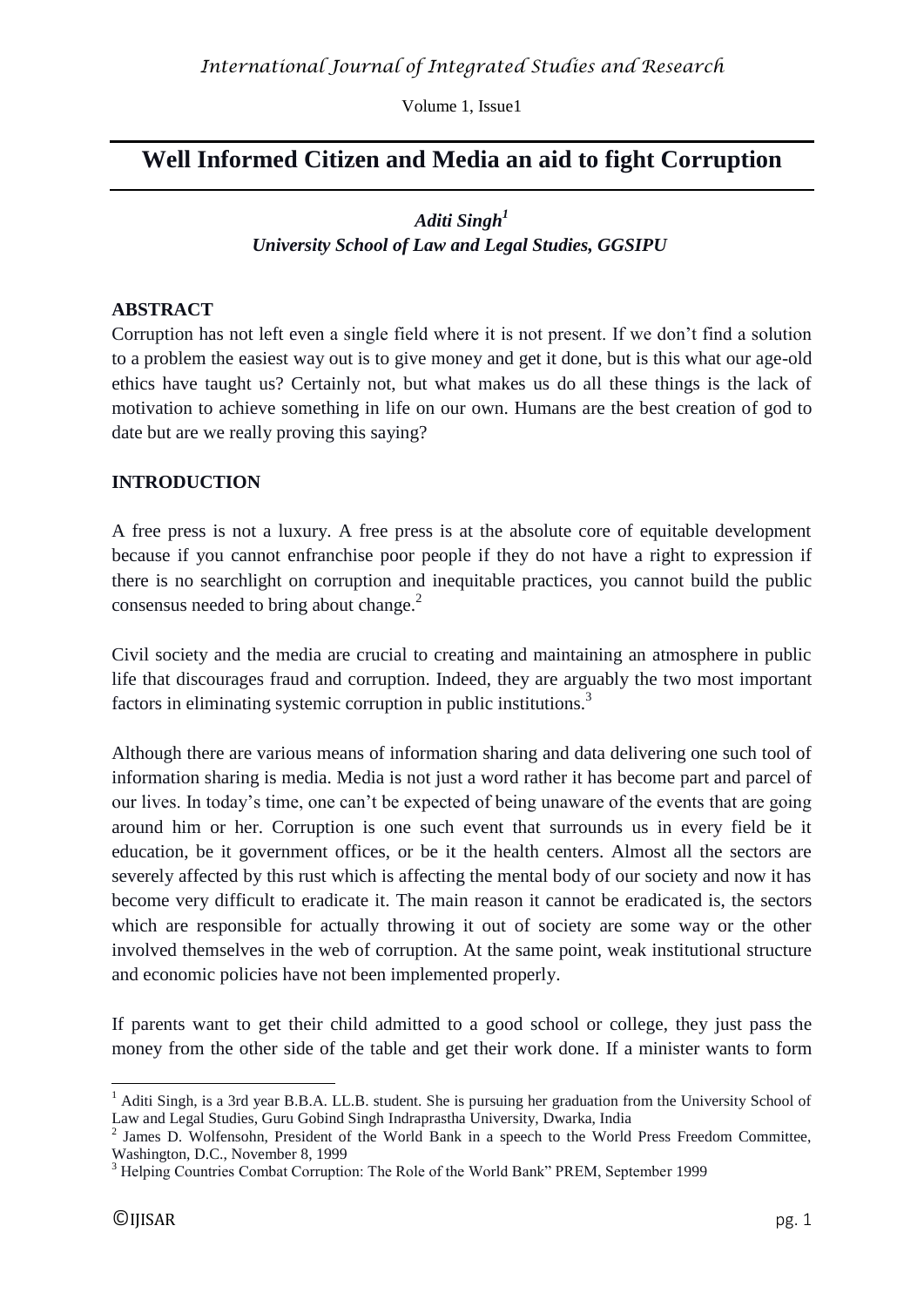# Well Informed Citizen and Media an aid to fight Corruption

***Aditi Singh[1]***
***University School of Law and Legal Studies, GGSIPU***

## ABSTRACT

Corruption has not left even a single field where it is not present. If we don't find a solution to a problem the easiest way out is to give money and get it done, but is this what our age-old ethics have taught us? Certainly not, but what makes us do all these things is the lack of motivation to achieve something in life on our own. Humans are the best creation of god to date but are we really proving this saying?

## INTRODUCTION

A free press is not a luxury. A free press is at the absolute core of equitable development because if you cannot enfranchise poor people if they do not have a right to expression if there is no searchlight on corruption and inequitable practices, you cannot build the public consensus needed to bring about change.[2]

Civil society and the media are crucial to creating and maintaining an atmosphere in public life that discourages fraud and corruption. Indeed, they are arguably the two most important factors in eliminating systemic corruption in public institutions.[3]

Although there are various means of information sharing and data delivering one such tool of information sharing is media. Media is not just a word rather it has become part and parcel of our lives. In today's time, one can't be expected of being unaware of the events that are going around him or her. Corruption is one such event that surrounds us in every field be it education, be it government offices, or be it the health centers. Almost all the sectors are severely affected by this rust which is affecting the mental body of our society and now it has become very difficult to eradicate it. The main reason it cannot be eradicated is, the sectors which are responsible for actually throwing it out of society are some way or the other involved themselves in the web of corruption. At the same point, weak institutional structure and economic policies have not been implemented properly.

If parents want to get their child admitted to a good school or college, they just pass the money from the other side of the table and get their work done. If a minister wants to form

---

[1] Aditi Singh, is a 3rd year B.B.A. LL.B. student. She is pursuing her graduation from the University School of Law and Legal Studies, Guru Gobind Singh Indraprastha University, Dwarka, India

[2] James D. Wolfensohn, President of the World Bank in a speech to the World Press Freedom Committee, Washington, D.C., November 8, 1999

[3] Helping Countries Combat Corruption: The Role of the World Bank" PREM, September 1999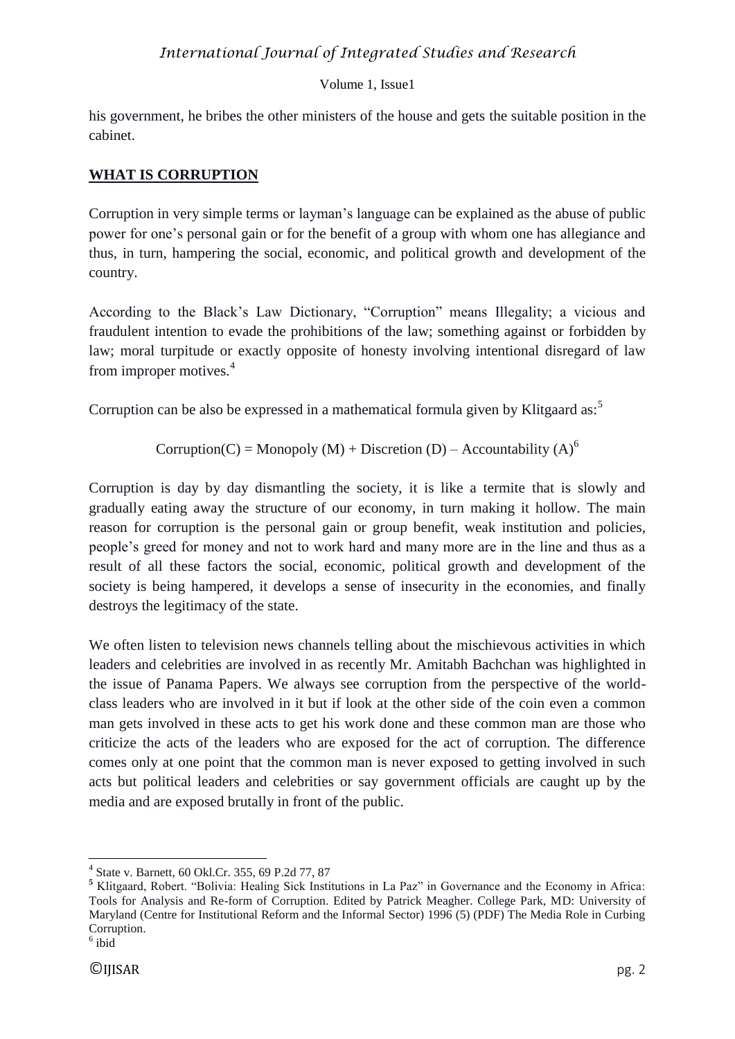his government, he bribes the other ministers of the house and gets the suitable position in the cabinet.

## WHAT IS CORRUPTION

Corruption in very simple terms or layman's language can be explained as the abuse of public power for one's personal gain or for the benefit of a group with whom one has allegiance and thus, in turn, hampering the social, economic, and political growth and development of the country.

According to the Black's Law Dictionary, "Corruption" means Illegality; a vicious and fraudulent intention to evade the prohibitions of the law; something against or forbidden by law; moral turpitude or exactly opposite of honesty involving intentional disregard of law from improper motives.[4]

Corruption can be also be expressed in a mathematical formula given by Klitgaard as:[5]

$$\text{Corruption(C)} = \text{Monopoly (M)} + \text{Discretion (D)} - \text{Accountability (A)}$$[6]

Corruption is day by day dismantling the society, it is like a termite that is slowly and gradually eating away the structure of our economy, in turn making it hollow. The main reason for corruption is the personal gain or group benefit, weak institution and policies, people's greed for money and not to work hard and many more are in the line and thus as a result of all these factors the social, economic, political growth and development of the society is being hampered, it develops a sense of insecurity in the economies, and finally destroys the legitimacy of the state.

We often listen to television news channels telling about the mischievous activities in which leaders and celebrities are involved in as recently Mr. Amitabh Bachchan was highlighted in the issue of Panama Papers. We always see corruption from the perspective of the world-class leaders who are involved in it but if look at the other side of the coin even a common man gets involved in these acts to get his work done and these common man are those who criticize the acts of the leaders who are exposed for the act of corruption. The difference comes only at one point that the common man is never exposed to getting involved in such acts but political leaders and celebrities or say government officials are caught up by the media and are exposed brutally in front of the public.

---

[4] State v. Barnett, 60 Okl.Cr. 355, 69 P.2d 77, 87

[5] Klitgaard, Robert. "Bolivia: Healing Sick Institutions in La Paz" in Governance and the Economy in Africa: Tools for Analysis and Re-form of Corruption. Edited by Patrick Meagher. College Park, MD: University of Maryland (Centre for Institutional Reform and the Informal Sector) 1996 (5) (PDF) The Media Role in Curbing Corruption.

[6] ibid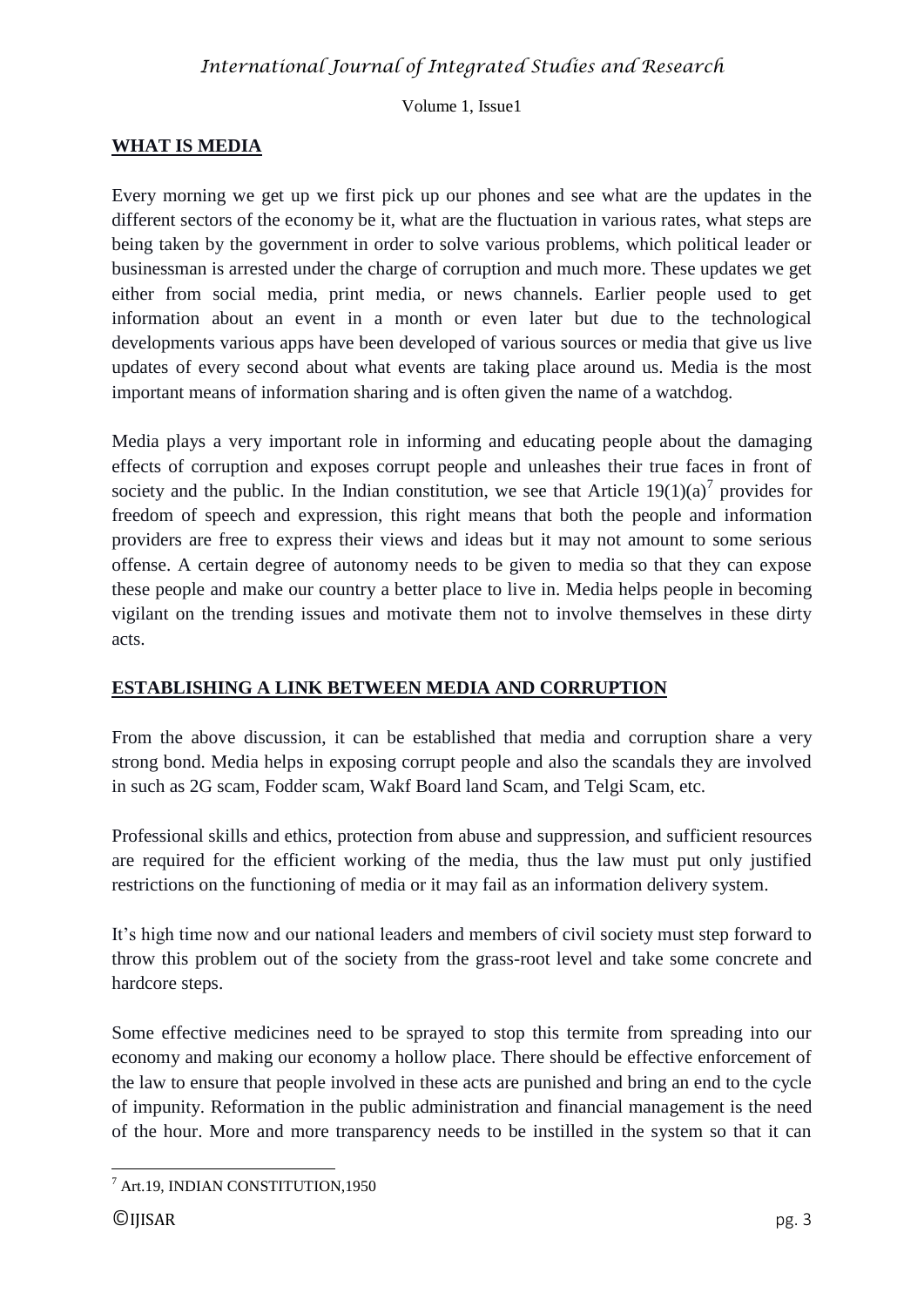## WHAT IS MEDIA

Every morning we get up we first pick up our phones and see what are the updates in the different sectors of the economy be it, what are the fluctuation in various rates, what steps are being taken by the government in order to solve various problems, which political leader or businessman is arrested under the charge of corruption and much more. These updates we get either from social media, print media, or news channels. Earlier people used to get information about an event in a month or even later but due to the technological developments various apps have been developed of various sources or media that give us live updates of every second about what events are taking place around us. Media is the most important means of information sharing and is often given the name of a watchdog.

Media plays a very important role in informing and educating people about the damaging effects of corruption and exposes corrupt people and unleashes their true faces in front of society and the public. In the Indian constitution, we see that Article 19(1)(a)[7] provides for freedom of speech and expression, this right means that both the people and information providers are free to express their views and ideas but it may not amount to some serious offense. A certain degree of autonomy needs to be given to media so that they can expose these people and make our country a better place to live in. Media helps people in becoming vigilant on the trending issues and motivate them not to involve themselves in these dirty acts.

## ESTABLISHING A LINK BETWEEN MEDIA AND CORRUPTION

From the above discussion, it can be established that media and corruption share a very strong bond. Media helps in exposing corrupt people and also the scandals they are involved in such as 2G scam, Fodder scam, Wakf Board land Scam, and Telgi Scam, etc.

Professional skills and ethics, protection from abuse and suppression, and sufficient resources are required for the efficient working of the media, thus the law must put only justified restrictions on the functioning of media or it may fail as an information delivery system.

It's high time now and our national leaders and members of civil society must step forward to throw this problem out of the society from the grass-root level and take some concrete and hardcore steps.

Some effective medicines need to be sprayed to stop this termite from spreading into our economy and making our economy a hollow place. There should be effective enforcement of the law to ensure that people involved in these acts are punished and bring an end to the cycle of impunity. Reformation in the public administration and financial management is the need of the hour. More and more transparency needs to be instilled in the system so that it can

---

[7] Art.19, INDIAN CONSTITUTION,1950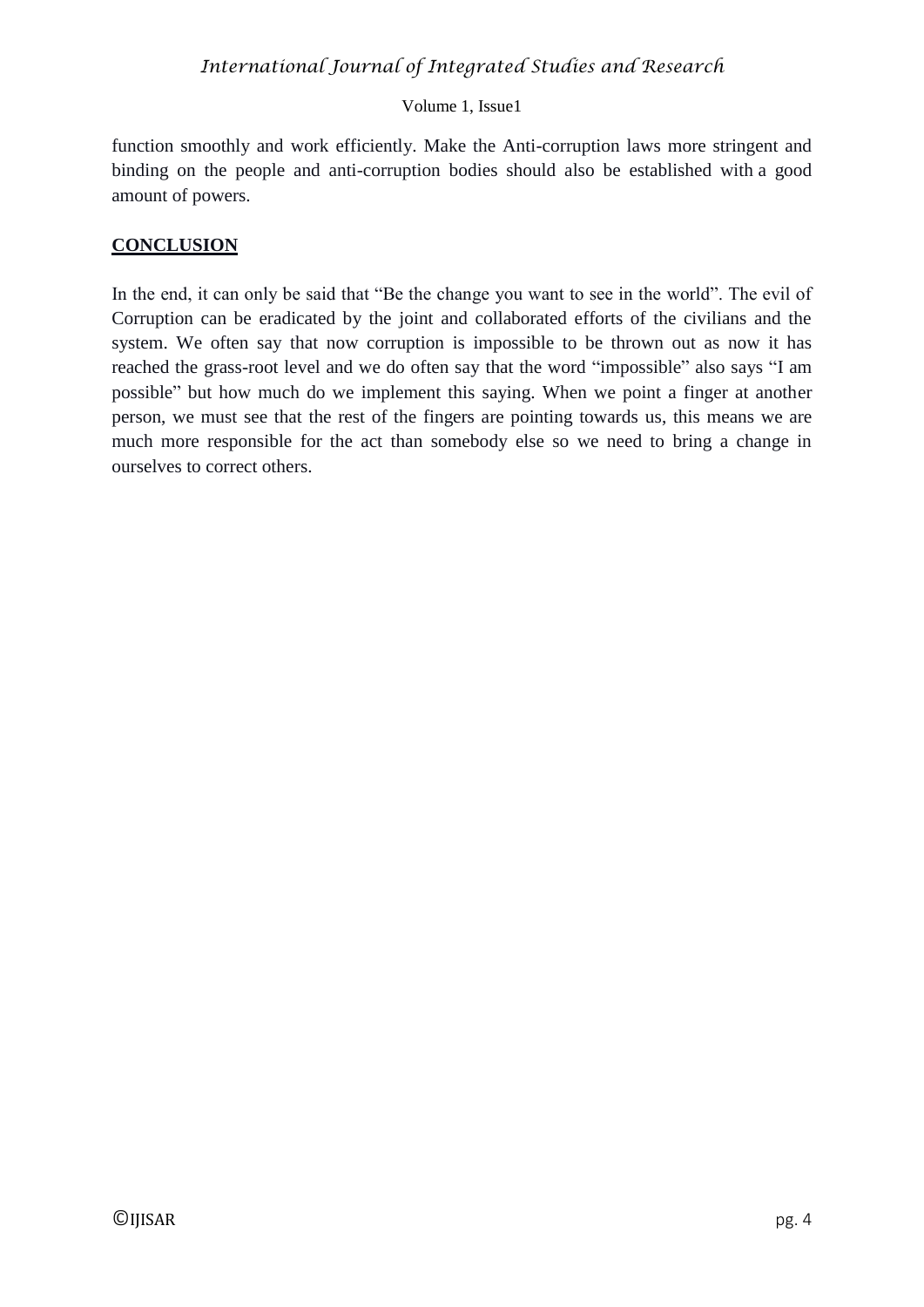function smoothly and work efficiently. Make the Anti-corruption laws more stringent and binding on the people and anti-corruption bodies should also be established with a good amount of powers.

## CONCLUSION

In the end, it can only be said that "Be the change you want to see in the world". The evil of Corruption can be eradicated by the joint and collaborated efforts of the civilians and the system. We often say that now corruption is impossible to be thrown out as now it has reached the grass-root level and we do often say that the word "impossible" also says "I am possible" but how much do we implement this saying. When we point a finger at another person, we must see that the rest of the fingers are pointing towards us, this means we are much more responsible for the act than somebody else so we need to bring a change in ourselves to correct others.